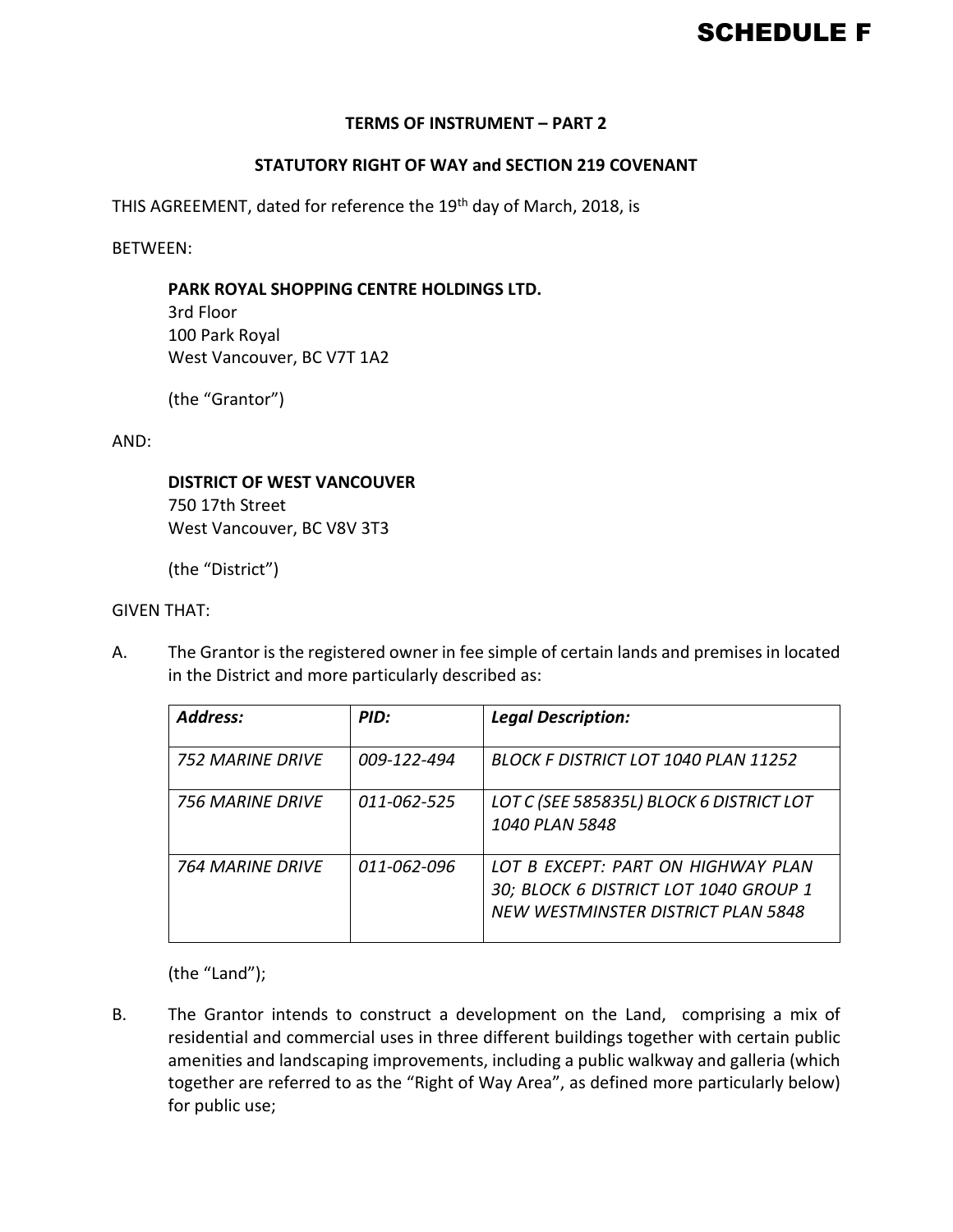# SCHEDULE F

**TERMS OF INSTRUMENT – PART 2**

**STATUTORY RIGHT OF WAY and SECTION 219 COVENANT**

THIS AGREEMENT, dated for reference the 19th day of March, 2018, is

BETWEEN:

**PARK ROYAL SHOPPING CENTRE HOLDINGS LTD.**
3rd Floor
100 Park Royal
West Vancouver, BC V7T 1A2

(the "Grantor")

AND:

**DISTRICT OF WEST VANCOUVER**
750 17th Street
West Vancouver, BC V8V 3T3

(the "District")

GIVEN THAT:

A. The Grantor is the registered owner in fee simple of certain lands and premises in located in the District and more particularly described as:

| ***Address:*** | ***PID:*** | ***Legal Description:*** |
|---|---|---|
| *752 MARINE DRIVE* | *009-122-494* | *BLOCK F DISTRICT LOT 1040 PLAN 11252* |
| *756 MARINE DRIVE* | *011-062-525* | *LOT C (SEE 585835L) BLOCK 6 DISTRICT LOT 1040 PLAN 5848* |
| *764 MARINE DRIVE* | *011-062-096* | *LOT B EXCEPT: PART ON HIGHWAY PLAN 30; BLOCK 6 DISTRICT LOT 1040 GROUP 1 NEW WESTMINSTER DISTRICT PLAN 5848* |

(the "Land");

B. The Grantor intends to construct a development on the Land, comprising a mix of residential and commercial uses in three different buildings together with certain public amenities and landscaping improvements, including a public walkway and galleria (which together are referred to as the "Right of Way Area", as defined more particularly below) for public use;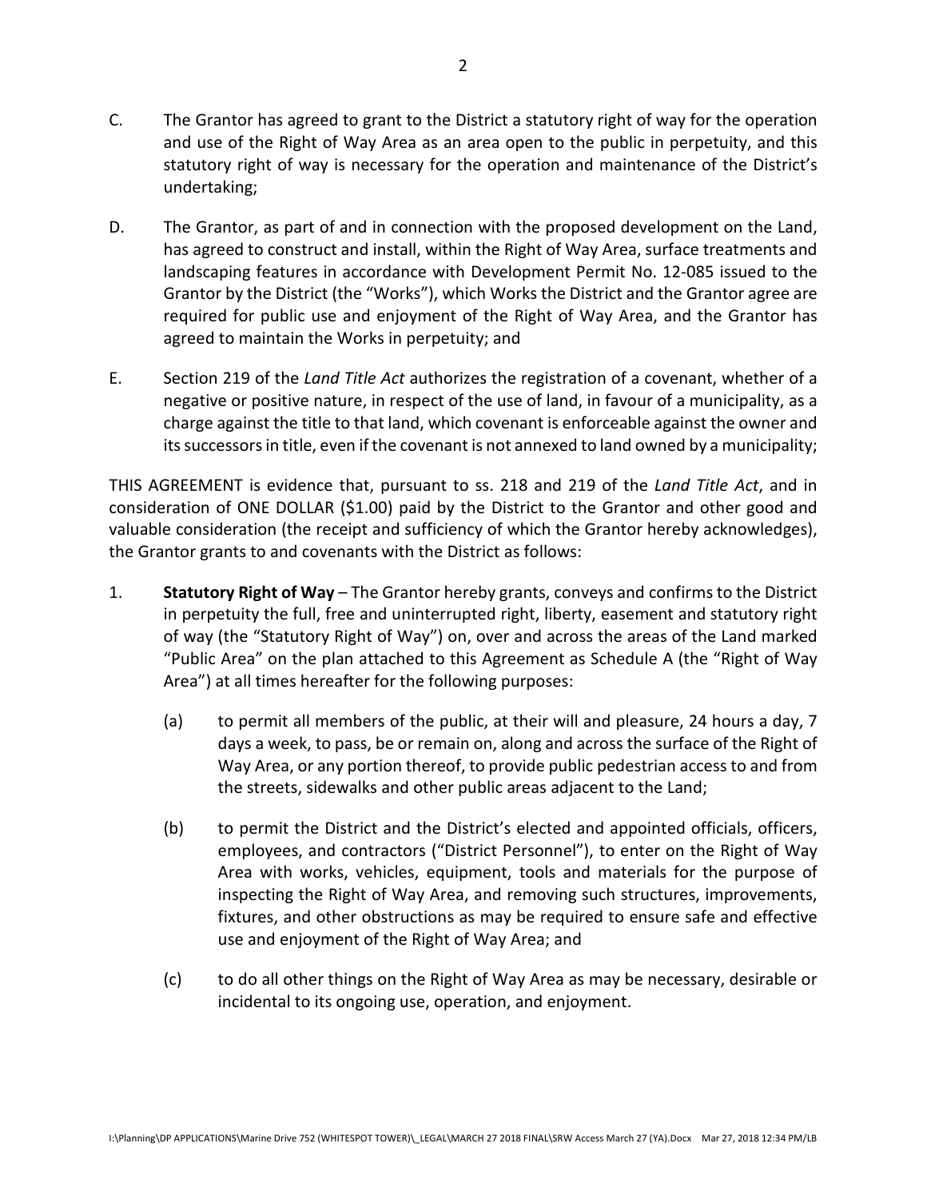C. The Grantor has agreed to grant to the District a statutory right of way for the operation and use of the Right of Way Area as an area open to the public in perpetuity, and this statutory right of way is necessary for the operation and maintenance of the District's undertaking;

D. The Grantor, as part of and in connection with the proposed development on the Land, has agreed to construct and install, within the Right of Way Area, surface treatments and landscaping features in accordance with Development Permit No. 12-085 issued to the Grantor by the District (the "Works"), which Works the District and the Grantor agree are required for public use and enjoyment of the Right of Way Area, and the Grantor has agreed to maintain the Works in perpetuity; and

E. Section 219 of the *Land Title Act* authorizes the registration of a covenant, whether of a negative or positive nature, in respect of the use of land, in favour of a municipality, as a charge against the title to that land, which covenant is enforceable against the owner and its successors in title, even if the covenant is not annexed to land owned by a municipality;

THIS AGREEMENT is evidence that, pursuant to ss. 218 and 219 of the *Land Title Act*, and in consideration of ONE DOLLAR ($1.00) paid by the District to the Grantor and other good and valuable consideration (the receipt and sufficiency of which the Grantor hereby acknowledges), the Grantor grants to and covenants with the District as follows:

1. **Statutory Right of Way** – The Grantor hereby grants, conveys and confirms to the District in perpetuity the full, free and uninterrupted right, liberty, easement and statutory right of way (the "Statutory Right of Way") on, over and across the areas of the Land marked "Public Area" on the plan attached to this Agreement as Schedule A (the "Right of Way Area") at all times hereafter for the following purposes:

   (a) to permit all members of the public, at their will and pleasure, 24 hours a day, 7 days a week, to pass, be or remain on, along and across the surface of the Right of Way Area, or any portion thereof, to provide public pedestrian access to and from the streets, sidewalks and other public areas adjacent to the Land;

   (b) to permit the District and the District's elected and appointed officials, officers, employees, and contractors ("District Personnel"), to enter on the Right of Way Area with works, vehicles, equipment, tools and materials for the purpose of inspecting the Right of Way Area, and removing such structures, improvements, fixtures, and other obstructions as may be required to ensure safe and effective use and enjoyment of the Right of Way Area; and

   (c) to do all other things on the Right of Way Area as may be necessary, desirable or incidental to its ongoing use, operation, and enjoyment.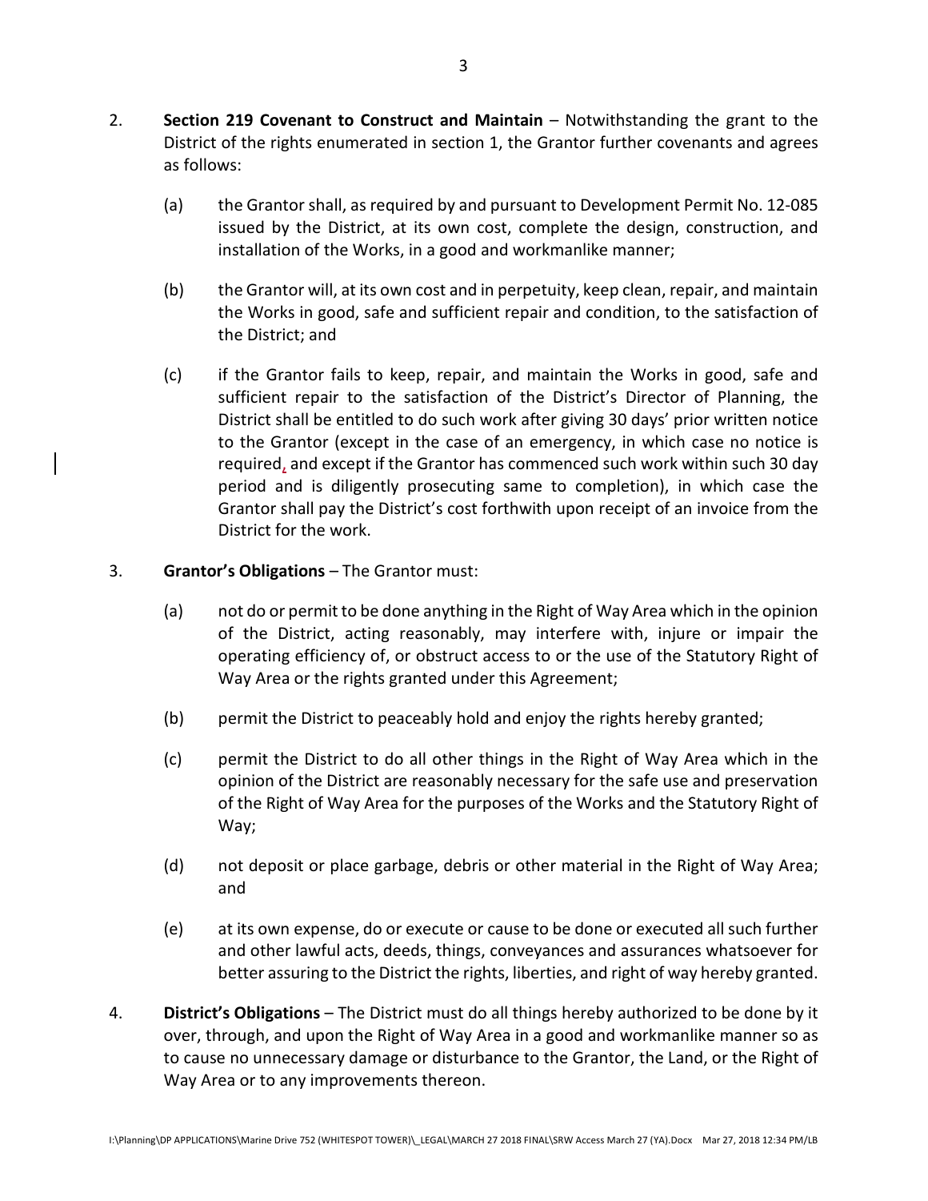2. **Section 219 Covenant to Construct and Maintain** – Notwithstanding the grant to the District of the rights enumerated in section 1, the Grantor further covenants and agrees as follows:

   (a) the Grantor shall, as required by and pursuant to Development Permit No. 12-085 issued by the District, at its own cost, complete the design, construction, and installation of the Works, in a good and workmanlike manner;

   (b) the Grantor will, at its own cost and in perpetuity, keep clean, repair, and maintain the Works in good, safe and sufficient repair and condition, to the satisfaction of the District; and

   (c) if the Grantor fails to keep, repair, and maintain the Works in good, safe and sufficient repair to the satisfaction of the District's Director of Planning, the District shall be entitled to do such work after giving 30 days' prior written notice to the Grantor (except in the case of an emergency, in which case no notice is required, and except if the Grantor has commenced such work within such 30 day period and is diligently prosecuting same to completion), in which case the Grantor shall pay the District's cost forthwith upon receipt of an invoice from the District for the work.

3. **Grantor's Obligations** – The Grantor must:

   (a) not do or permit to be done anything in the Right of Way Area which in the opinion of the District, acting reasonably, may interfere with, injure or impair the operating efficiency of, or obstruct access to or the use of the Statutory Right of Way Area or the rights granted under this Agreement;

   (b) permit the District to peaceably hold and enjoy the rights hereby granted;

   (c) permit the District to do all other things in the Right of Way Area which in the opinion of the District are reasonably necessary for the safe use and preservation of the Right of Way Area for the purposes of the Works and the Statutory Right of Way;

   (d) not deposit or place garbage, debris or other material in the Right of Way Area; and

   (e) at its own expense, do or execute or cause to be done or executed all such further and other lawful acts, deeds, things, conveyances and assurances whatsoever for better assuring to the District the rights, liberties, and right of way hereby granted.

4. **District's Obligations** – The District must do all things hereby authorized to be done by it over, through, and upon the Right of Way Area in a good and workmanlike manner so as to cause no unnecessary damage or disturbance to the Grantor, the Land, or the Right of Way Area or to any improvements thereon.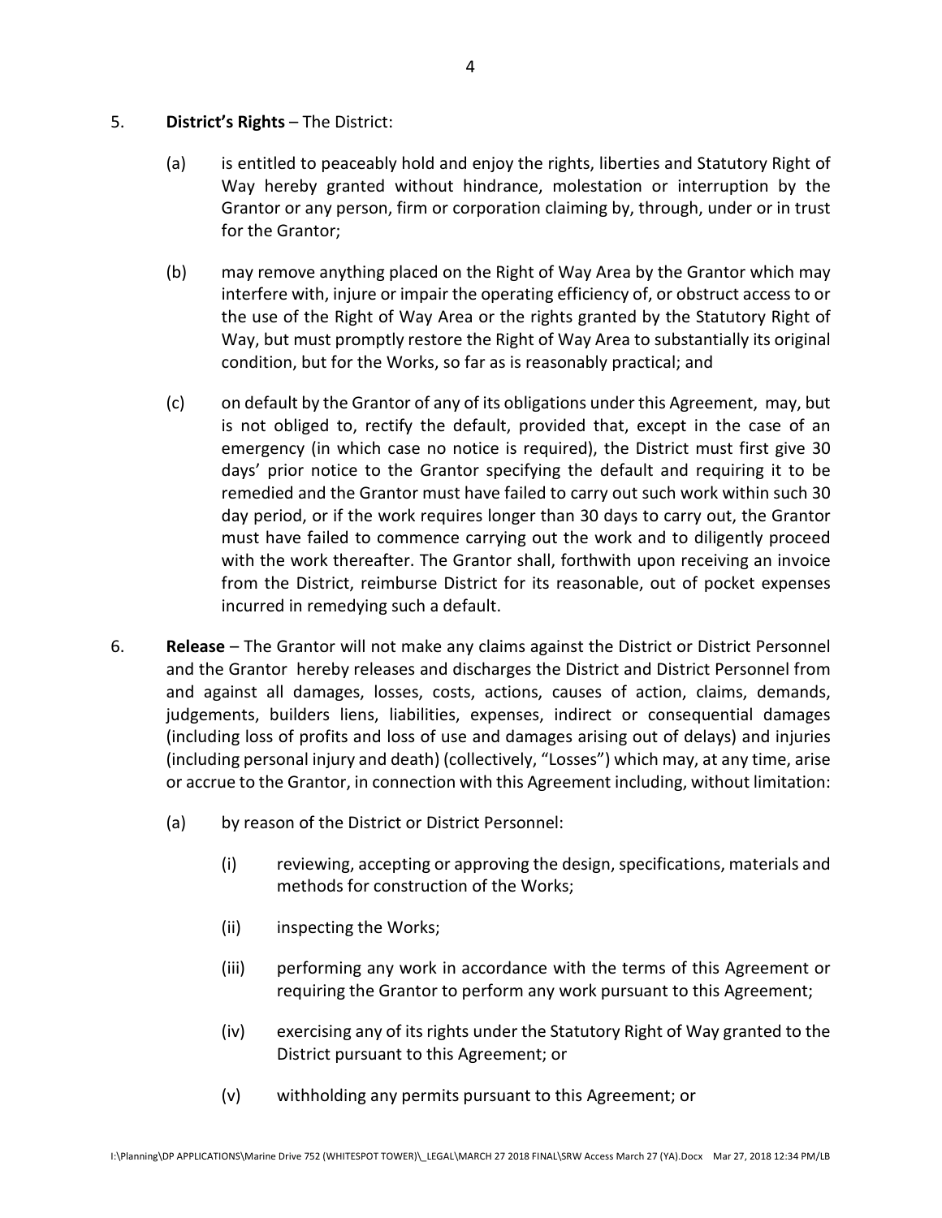5. **District's Rights** – The District:

   (a) is entitled to peaceably hold and enjoy the rights, liberties and Statutory Right of Way hereby granted without hindrance, molestation or interruption by the Grantor or any person, firm or corporation claiming by, through, under or in trust for the Grantor;

   (b) may remove anything placed on the Right of Way Area by the Grantor which may interfere with, injure or impair the operating efficiency of, or obstruct access to or the use of the Right of Way Area or the rights granted by the Statutory Right of Way, but must promptly restore the Right of Way Area to substantially its original condition, but for the Works, so far as is reasonably practical; and

   (c) on default by the Grantor of any of its obligations under this Agreement, may, but is not obliged to, rectify the default, provided that, except in the case of an emergency (in which case no notice is required), the District must first give 30 days' prior notice to the Grantor specifying the default and requiring it to be remedied and the Grantor must have failed to carry out such work within such 30 day period, or if the work requires longer than 30 days to carry out, the Grantor must have failed to commence carrying out the work and to diligently proceed with the work thereafter. The Grantor shall, forthwith upon receiving an invoice from the District, reimburse District for its reasonable, out of pocket expenses incurred in remedying such a default.

6. **Release** – The Grantor will not make any claims against the District or District Personnel and the Grantor hereby releases and discharges the District and District Personnel from and against all damages, losses, costs, actions, causes of action, claims, demands, judgements, builders liens, liabilities, expenses, indirect or consequential damages (including loss of profits and loss of use and damages arising out of delays) and injuries (including personal injury and death) (collectively, "Losses") which may, at any time, arise or accrue to the Grantor, in connection with this Agreement including, without limitation:

   (a) by reason of the District or District Personnel:

      (i) reviewing, accepting or approving the design, specifications, materials and methods for construction of the Works;

      (ii) inspecting the Works;

      (iii) performing any work in accordance with the terms of this Agreement or requiring the Grantor to perform any work pursuant to this Agreement;

      (iv) exercising any of its rights under the Statutory Right of Way granted to the District pursuant to this Agreement; or

      (v) withholding any permits pursuant to this Agreement; or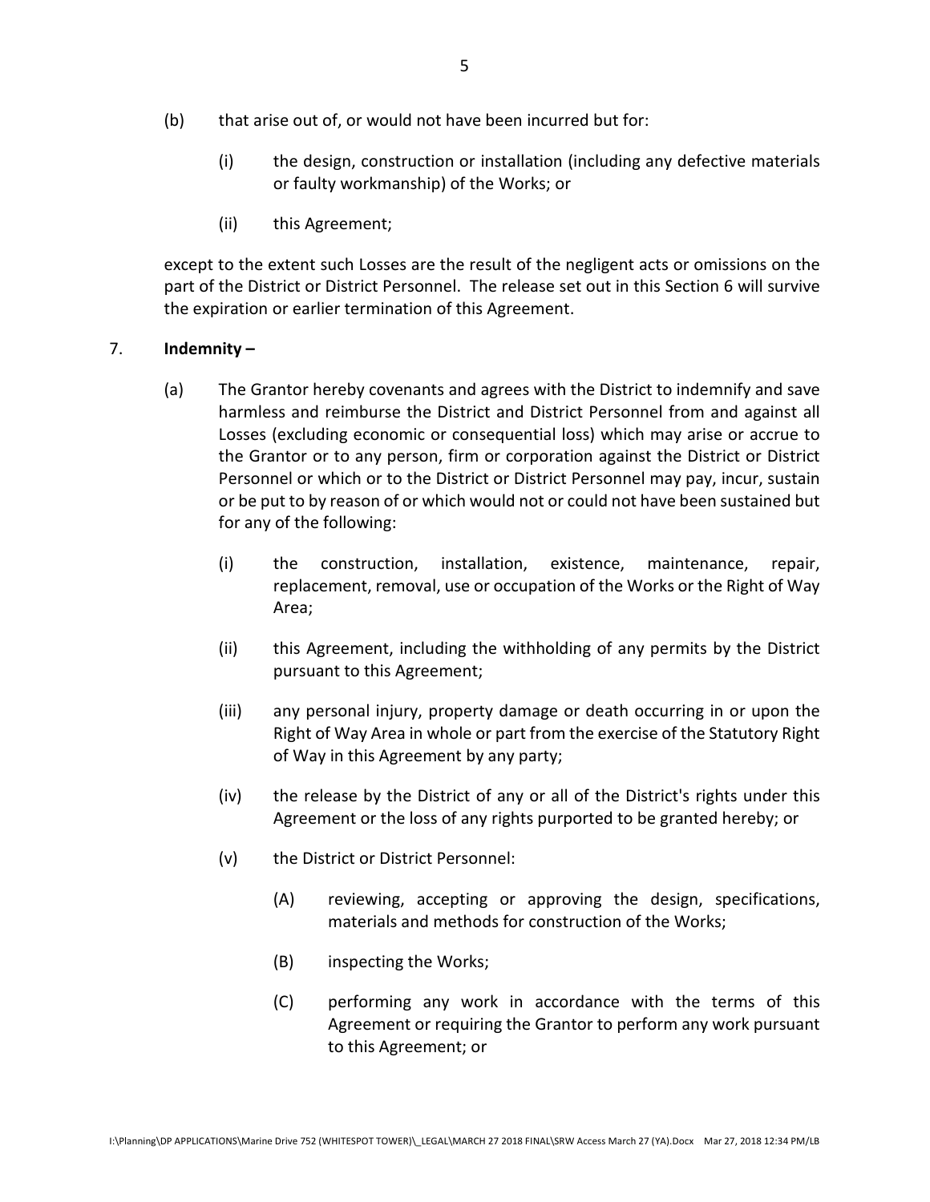(b) that arise out of, or would not have been incurred but for:

    (i) the design, construction or installation (including any defective materials or faulty workmanship) of the Works; or

    (ii) this Agreement;

except to the extent such Losses are the result of the negligent acts or omissions on the part of the District or District Personnel. The release set out in this Section 6 will survive the expiration or earlier termination of this Agreement.

7. **Indemnity –**

(a) The Grantor hereby covenants and agrees with the District to indemnify and save harmless and reimburse the District and District Personnel from and against all Losses (excluding economic or consequential loss) which may arise or accrue to the Grantor or to any person, firm or corporation against the District or District Personnel or which or to the District or District Personnel may pay, incur, sustain or be put to by reason of or which would not or could not have been sustained but for any of the following:

    (i) the construction, installation, existence, maintenance, repair, replacement, removal, use or occupation of the Works or the Right of Way Area;

    (ii) this Agreement, including the withholding of any permits by the District pursuant to this Agreement;

    (iii) any personal injury, property damage or death occurring in or upon the Right of Way Area in whole or part from the exercise of the Statutory Right of Way in this Agreement by any party;

    (iv) the release by the District of any or all of the District's rights under this Agreement or the loss of any rights purported to be granted hereby; or

    (v) the District or District Personnel:

        (A) reviewing, accepting or approving the design, specifications, materials and methods for construction of the Works;

        (B) inspecting the Works;

        (C) performing any work in accordance with the terms of this Agreement or requiring the Grantor to perform any work pursuant to this Agreement; or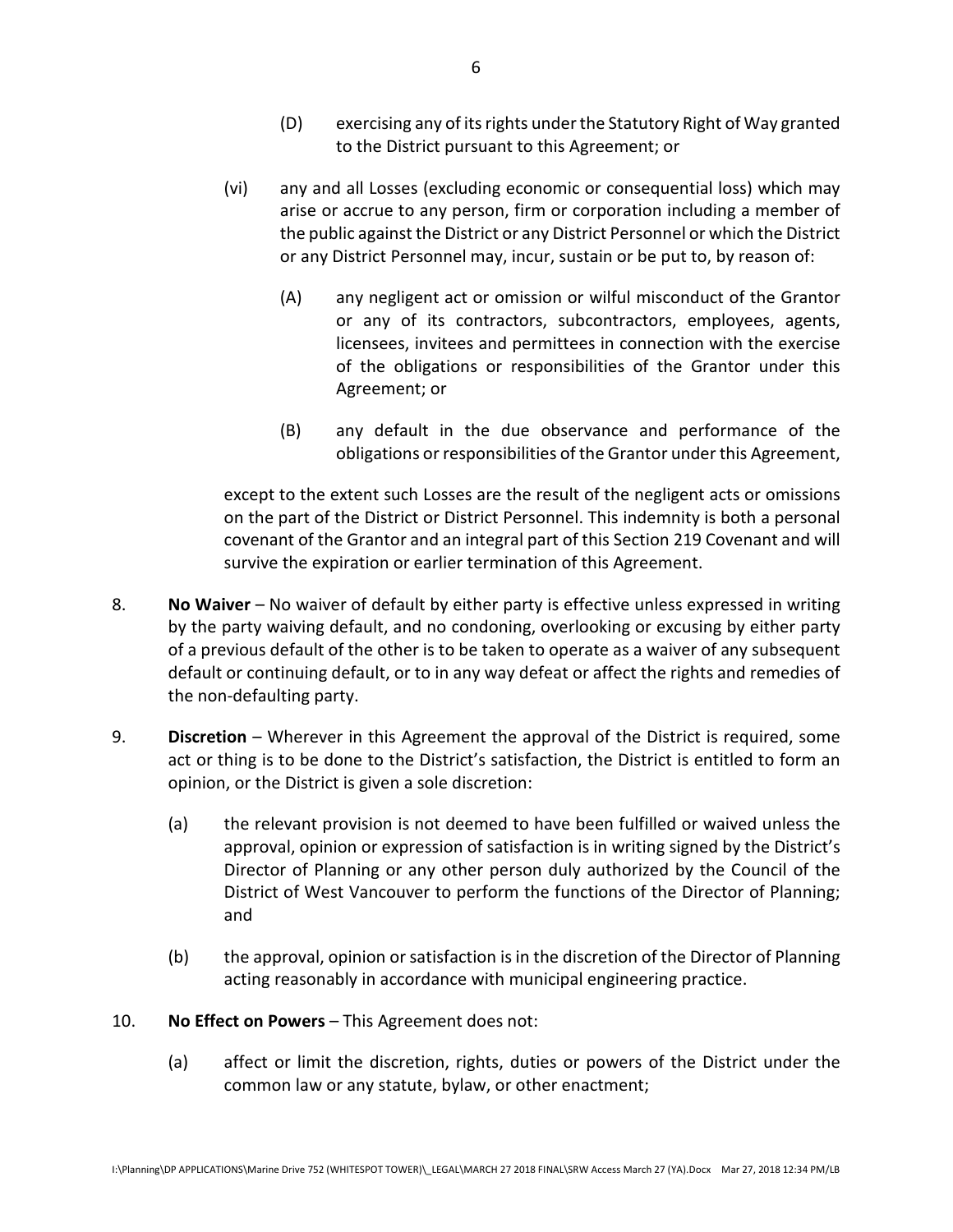(D) exercising any of its rights under the Statutory Right of Way granted to the District pursuant to this Agreement; or

(vi) any and all Losses (excluding economic or consequential loss) which may arise or accrue to any person, firm or corporation including a member of the public against the District or any District Personnel or which the District or any District Personnel may, incur, sustain or be put to, by reason of:

(A) any negligent act or omission or wilful misconduct of the Grantor or any of its contractors, subcontractors, employees, agents, licensees, invitees and permittees in connection with the exercise of the obligations or responsibilities of the Grantor under this Agreement; or

(B) any default in the due observance and performance of the obligations or responsibilities of the Grantor under this Agreement,

except to the extent such Losses are the result of the negligent acts or omissions on the part of the District or District Personnel. This indemnity is both a personal covenant of the Grantor and an integral part of this Section 219 Covenant and will survive the expiration or earlier termination of this Agreement.

8. **No Waiver** – No waiver of default by either party is effective unless expressed in writing by the party waiving default, and no condoning, overlooking or excusing by either party of a previous default of the other is to be taken to operate as a waiver of any subsequent default or continuing default, or to in any way defeat or affect the rights and remedies of the non-defaulting party.

9. **Discretion** – Wherever in this Agreement the approval of the District is required, some act or thing is to be done to the District's satisfaction, the District is entitled to form an opinion, or the District is given a sole discretion:

(a) the relevant provision is not deemed to have been fulfilled or waived unless the approval, opinion or expression of satisfaction is in writing signed by the District's Director of Planning or any other person duly authorized by the Council of the District of West Vancouver to perform the functions of the Director of Planning; and

(b) the approval, opinion or satisfaction is in the discretion of the Director of Planning acting reasonably in accordance with municipal engineering practice.

10. **No Effect on Powers** – This Agreement does not:

(a) affect or limit the discretion, rights, duties or powers of the District under the common law or any statute, bylaw, or other enactment;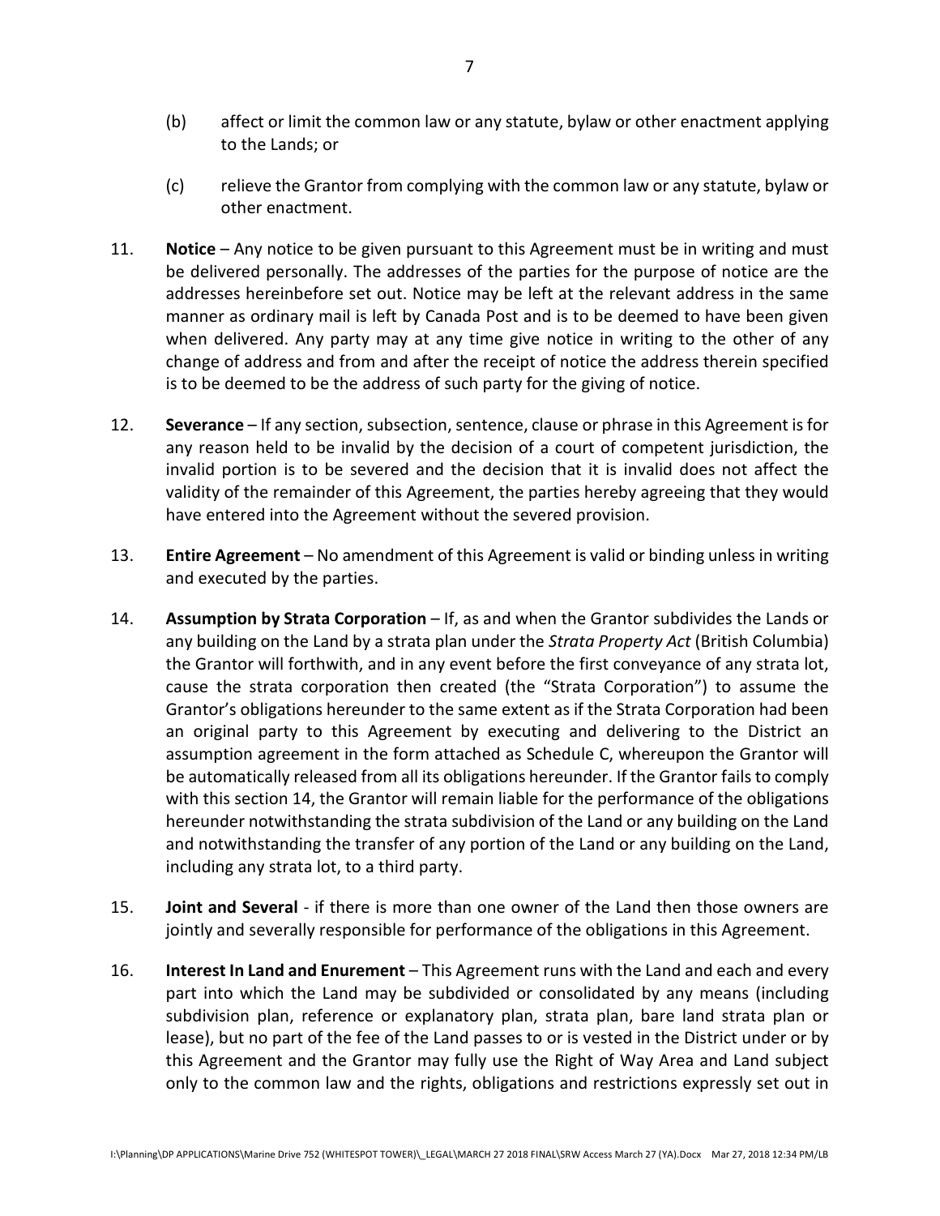(b) affect or limit the common law or any statute, bylaw or other enactment applying to the Lands; or

(c) relieve the Grantor from complying with the common law or any statute, bylaw or other enactment.

11. **Notice** – Any notice to be given pursuant to this Agreement must be in writing and must be delivered personally. The addresses of the parties for the purpose of notice are the addresses hereinbefore set out. Notice may be left at the relevant address in the same manner as ordinary mail is left by Canada Post and is to be deemed to have been given when delivered. Any party may at any time give notice in writing to the other of any change of address and from and after the receipt of notice the address therein specified is to be deemed to be the address of such party for the giving of notice.

12. **Severance** – If any section, subsection, sentence, clause or phrase in this Agreement is for any reason held to be invalid by the decision of a court of competent jurisdiction, the invalid portion is to be severed and the decision that it is invalid does not affect the validity of the remainder of this Agreement, the parties hereby agreeing that they would have entered into the Agreement without the severed provision.

13. **Entire Agreement** – No amendment of this Agreement is valid or binding unless in writing and executed by the parties.

14. **Assumption by Strata Corporation** – If, as and when the Grantor subdivides the Lands or any building on the Land by a strata plan under the *Strata Property Act* (British Columbia) the Grantor will forthwith, and in any event before the first conveyance of any strata lot, cause the strata corporation then created (the "Strata Corporation") to assume the Grantor's obligations hereunder to the same extent as if the Strata Corporation had been an original party to this Agreement by executing and delivering to the District an assumption agreement in the form attached as Schedule C, whereupon the Grantor will be automatically released from all its obligations hereunder. If the Grantor fails to comply with this section 14, the Grantor will remain liable for the performance of the obligations hereunder notwithstanding the strata subdivision of the Land or any building on the Land and notwithstanding the transfer of any portion of the Land or any building on the Land, including any strata lot, to a third party.

15. **Joint and Several** - if there is more than one owner of the Land then those owners are jointly and severally responsible for performance of the obligations in this Agreement.

16. **Interest In Land and Enurement** – This Agreement runs with the Land and each and every part into which the Land may be subdivided or consolidated by any means (including subdivision plan, reference or explanatory plan, strata plan, bare land strata plan or lease), but no part of the fee of the Land passes to or is vested in the District under or by this Agreement and the Grantor may fully use the Right of Way Area and Land subject only to the common law and the rights, obligations and restrictions expressly set out in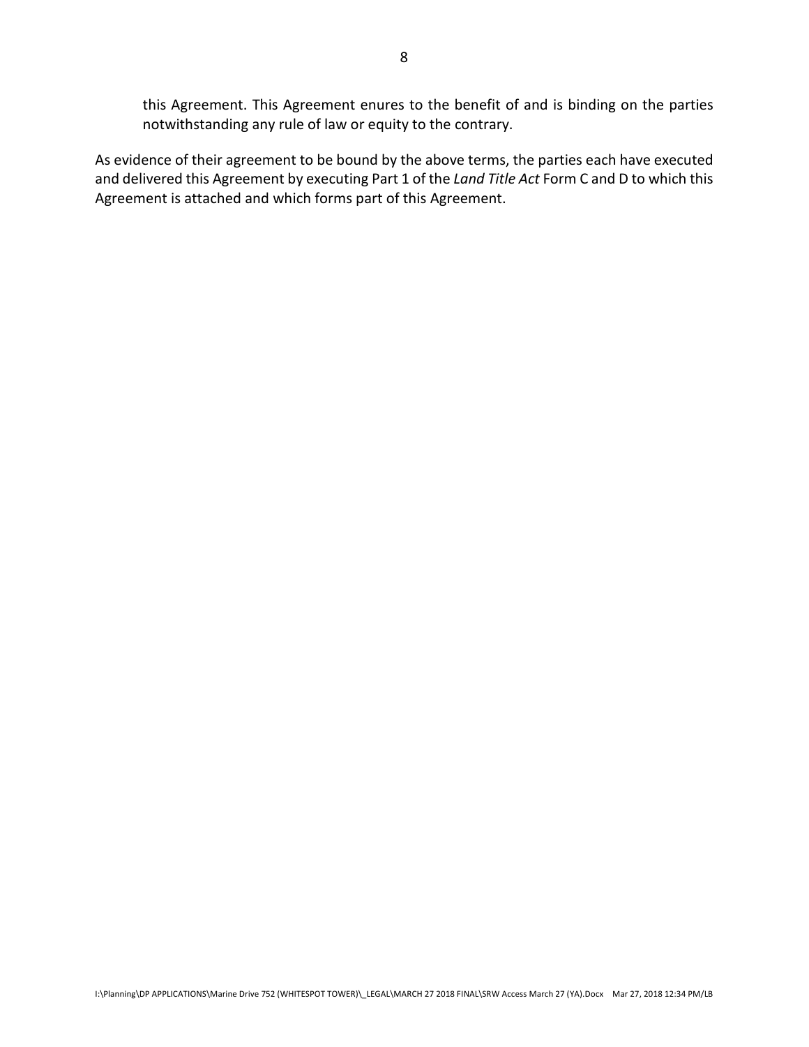this Agreement. This Agreement enures to the benefit of and is binding on the parties notwithstanding any rule of law or equity to the contrary.

As evidence of their agreement to be bound by the above terms, the parties each have executed and delivered this Agreement by executing Part 1 of the *Land Title Act* Form C and D to which this Agreement is attached and which forms part of this Agreement.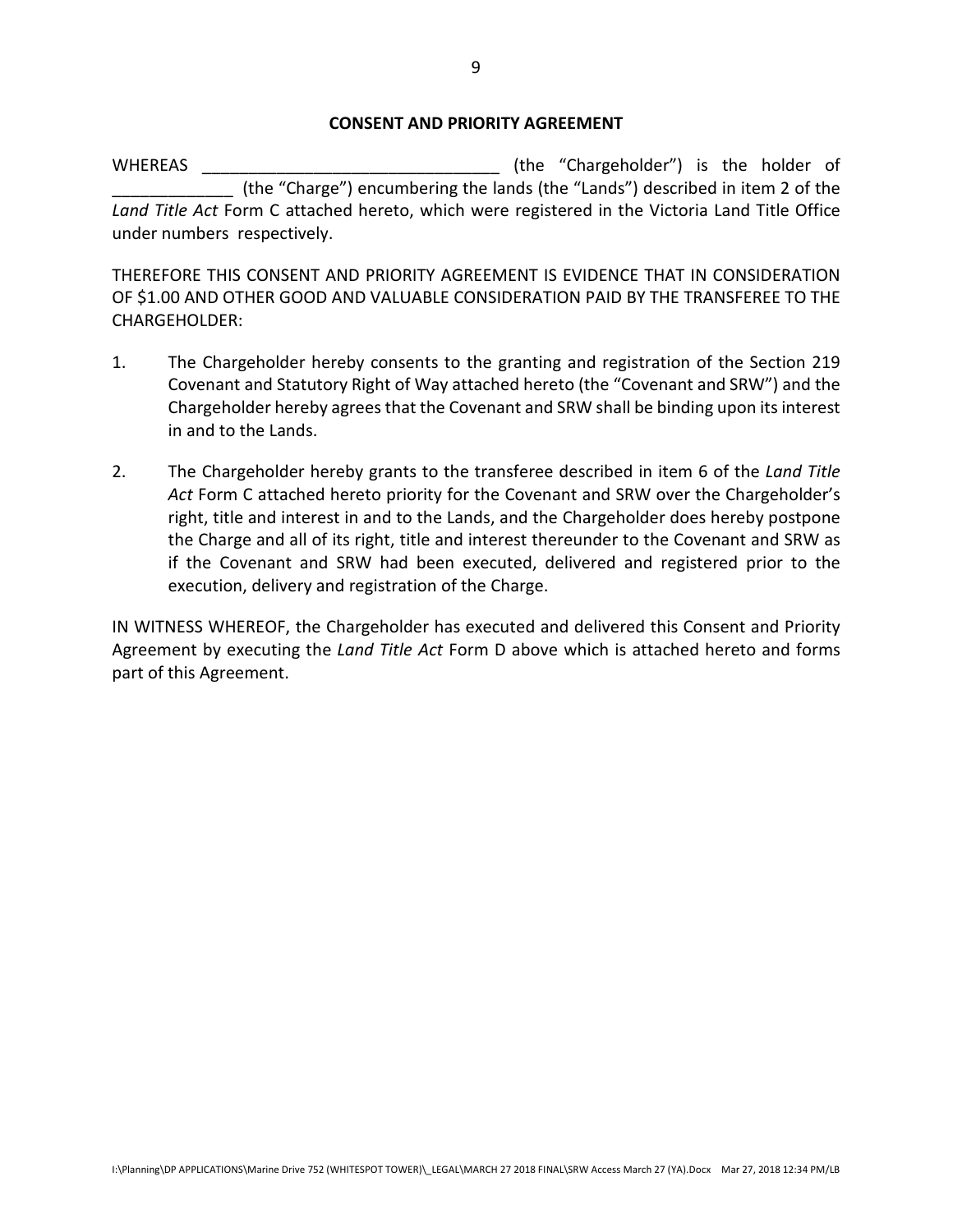## CONSENT AND PRIORITY AGREEMENT

WHEREAS ________________________________ (the "Chargeholder") is the holder of _____________ (the "Charge") encumbering the lands (the "Lands") described in item 2 of the *Land Title Act* Form C attached hereto, which were registered in the Victoria Land Title Office under numbers respectively.

THEREFORE THIS CONSENT AND PRIORITY AGREEMENT IS EVIDENCE THAT IN CONSIDERATION OF $1.00 AND OTHER GOOD AND VALUABLE CONSIDERATION PAID BY THE TRANSFEREE TO THE CHARGEHOLDER:

1. The Chargeholder hereby consents to the granting and registration of the Section 219 Covenant and Statutory Right of Way attached hereto (the "Covenant and SRW") and the Chargeholder hereby agrees that the Covenant and SRW shall be binding upon its interest in and to the Lands.

2. The Chargeholder hereby grants to the transferee described in item 6 of the *Land Title Act* Form C attached hereto priority for the Covenant and SRW over the Chargeholder's right, title and interest in and to the Lands, and the Chargeholder does hereby postpone the Charge and all of its right, title and interest thereunder to the Covenant and SRW as if the Covenant and SRW had been executed, delivered and registered prior to the execution, delivery and registration of the Charge.

IN WITNESS WHEREOF, the Chargeholder has executed and delivered this Consent and Priority Agreement by executing the *Land Title Act* Form D above which is attached hereto and forms part of this Agreement.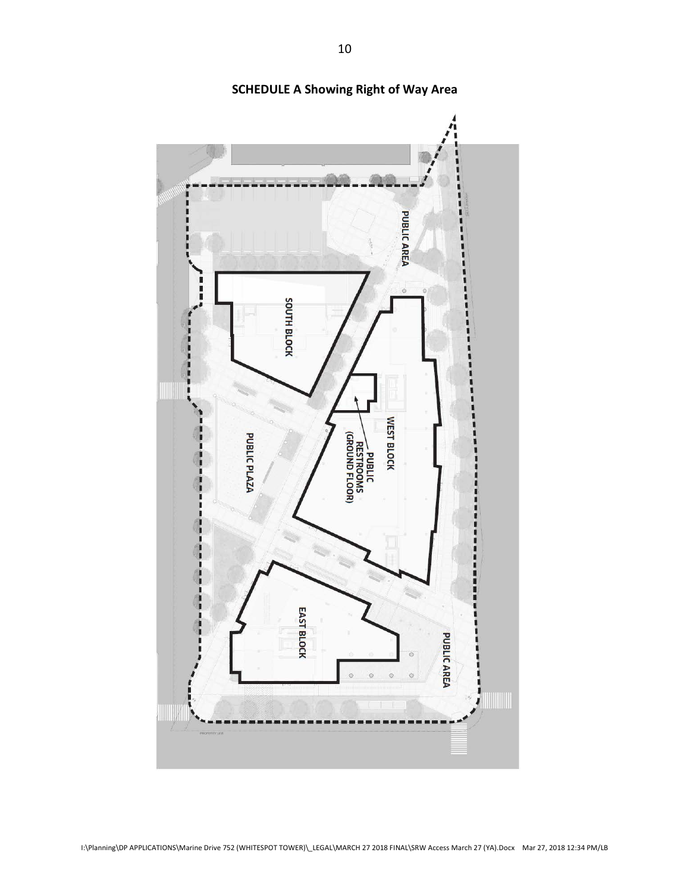**SCHEDULE A Showing Right of Way Area**

PUBLIC AREA

SOUTH BLOCK

WEST BLOCK

PUBLIC RESTROOMS (GROUND FLOOR)

PUBLIC PLAZA

EAST BLOCK

PUBLIC AREA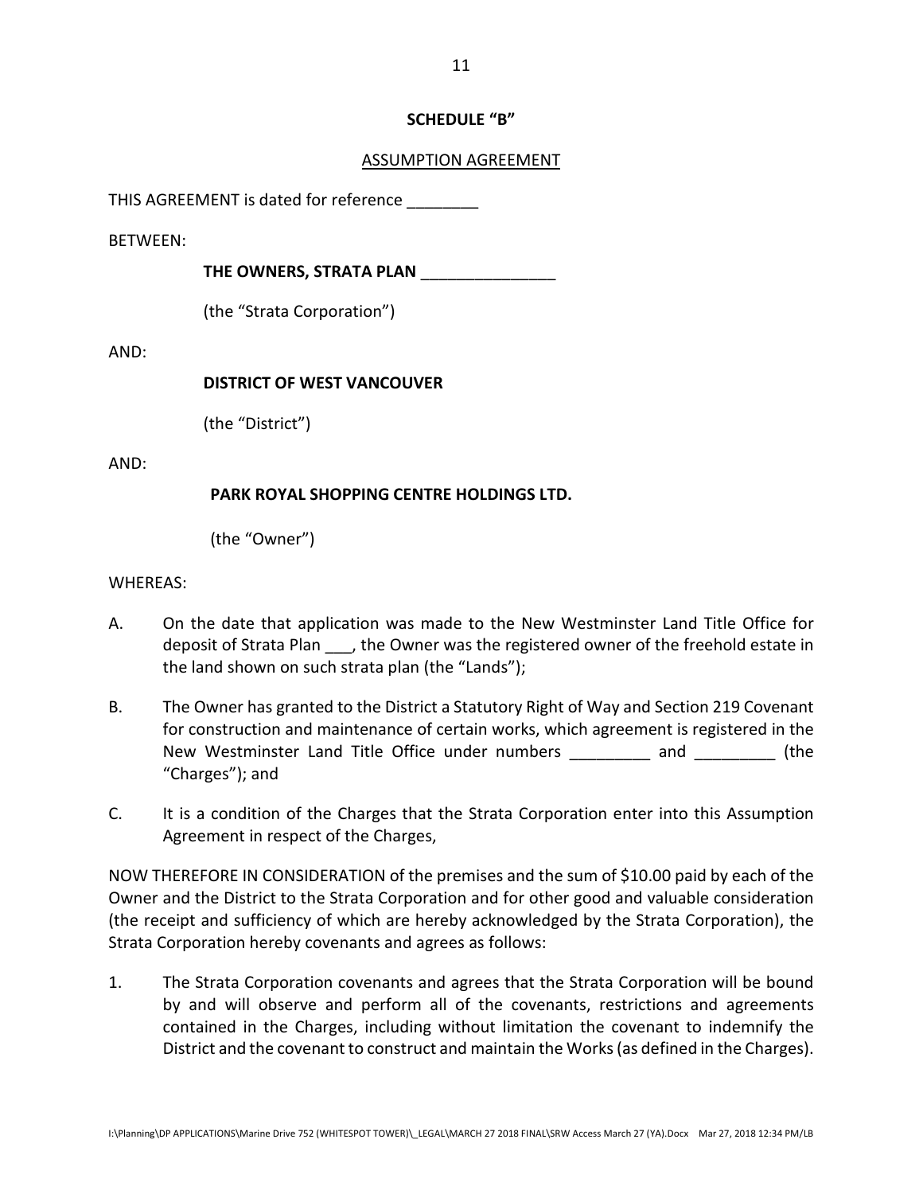## SCHEDULE "B"

ASSUMPTION AGREEMENT

THIS AGREEMENT is dated for reference ________

BETWEEN:

**THE OWNERS, STRATA PLAN _______________**

(the "Strata Corporation")

AND:

**DISTRICT OF WEST VANCOUVER**

(the "District")

AND:

**PARK ROYAL SHOPPING CENTRE HOLDINGS LTD.**

(the "Owner")

WHEREAS:

A. On the date that application was made to the New Westminster Land Title Office for deposit of Strata Plan ___, the Owner was the registered owner of the freehold estate in the land shown on such strata plan (the "Lands");

B. The Owner has granted to the District a Statutory Right of Way and Section 219 Covenant for construction and maintenance of certain works, which agreement is registered in the New Westminster Land Title Office under numbers _________ and _________ (the "Charges"); and

C. It is a condition of the Charges that the Strata Corporation enter into this Assumption Agreement in respect of the Charges,

NOW THEREFORE IN CONSIDERATION of the premises and the sum of $10.00 paid by each of the Owner and the District to the Strata Corporation and for other good and valuable consideration (the receipt and sufficiency of which are hereby acknowledged by the Strata Corporation), the Strata Corporation hereby covenants and agrees as follows:

1. The Strata Corporation covenants and agrees that the Strata Corporation will be bound by and will observe and perform all of the covenants, restrictions and agreements contained in the Charges, including without limitation the covenant to indemnify the District and the covenant to construct and maintain the Works (as defined in the Charges).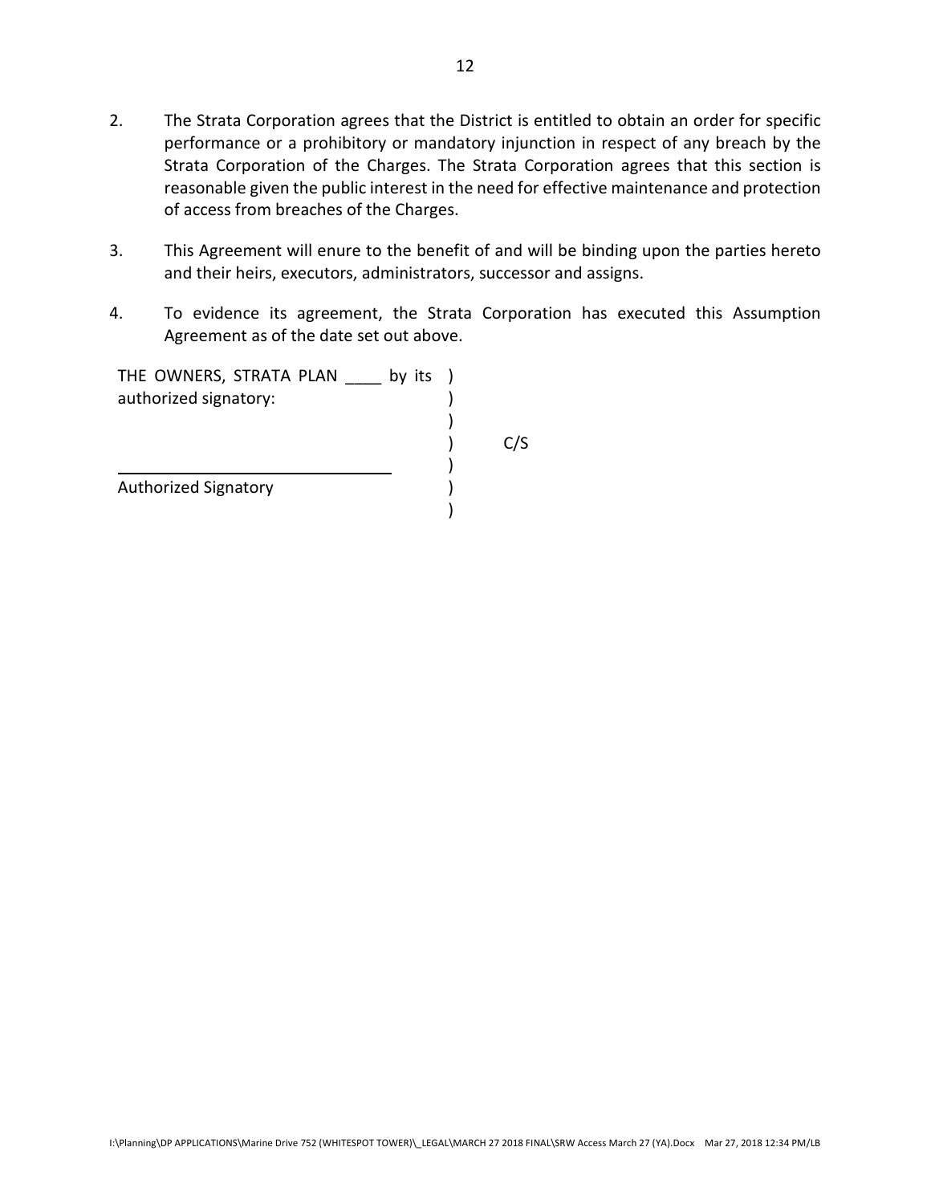2. The Strata Corporation agrees that the District is entitled to obtain an order for specific performance or a prohibitory or mandatory injunction in respect of any breach by the Strata Corporation of the Charges. The Strata Corporation agrees that this section is reasonable given the public interest in the need for effective maintenance and protection of access from breaches of the Charges.

3. This Agreement will enure to the benefit of and will be binding upon the parties hereto and their heirs, executors, administrators, successor and assigns.

4. To evidence its agreement, the Strata Corporation has executed this Assumption Agreement as of the date set out above.

THE OWNERS, STRATA PLAN ____ by its )
authorized signatory: )
)
) C/S
______________________________ )
Authorized Signatory )
)

I:\Planning\DP APPLICATIONS\Marine Drive 752 (WHITESPOT TOWER)\_LEGAL\MARCH 27 2018 FINAL\SRW Access March 27 (YA).Docx Mar 27, 2018 12:34 PM/LB